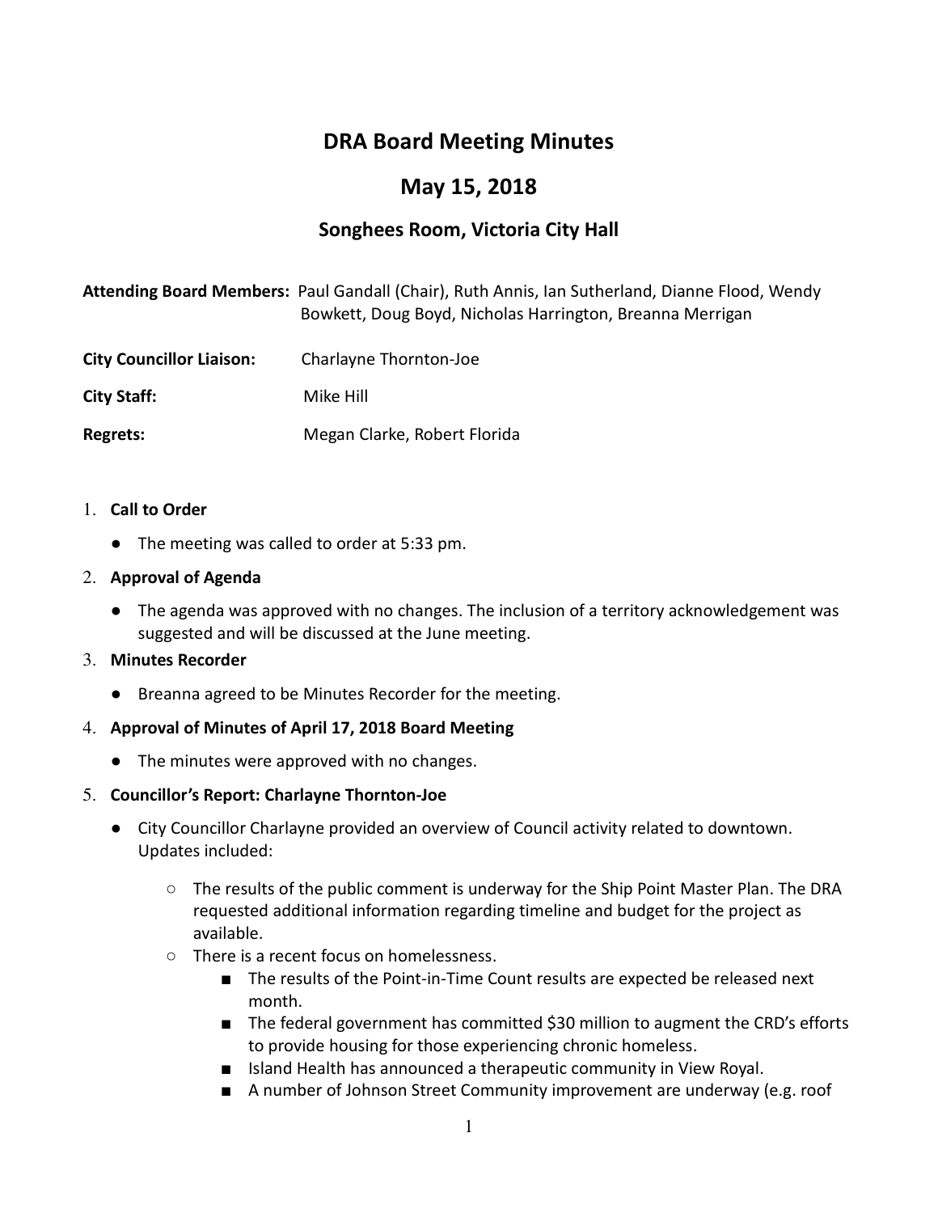# DRA Board Meeting Minutes

## May 15, 2018

### Songhees Room, Victoria City Hall

**Attending Board Members:** Paul Gandall (Chair), Ruth Annis, Ian Sutherland, Dianne Flood, Wendy Bowkett, Doug Boyd, Nicholas Harrington, Breanna Merrigan

**City Councillor Liaison:** Charlayne Thornton-Joe

**City Staff:** Mike Hill

**Regrets:** Megan Clarke, Robert Florida

1. **Call to Order**
    - The meeting was called to order at 5:33 pm.
2. **Approval of Agenda**
    - The agenda was approved with no changes. The inclusion of a territory acknowledgement was suggested and will be discussed at the June meeting.
3. **Minutes Recorder**
    - Breanna agreed to be Minutes Recorder for the meeting.
4. **Approval of Minutes of April 17, 2018 Board Meeting**
    - The minutes were approved with no changes.
5. **Councillor's Report: Charlayne Thornton-Joe**
    - City Councillor Charlayne provided an overview of Council activity related to downtown. Updates included:
        - The results of the public comment is underway for the Ship Point Master Plan. The DRA requested additional information regarding timeline and budget for the project as available.
        - There is a recent focus on homelessness.
            - The results of the Point-in-Time Count results are expected be released next month.
            - The federal government has committed $30 million to augment the CRD's efforts to provide housing for those experiencing chronic homeless.
            - Island Health has announced a therapeutic community in View Royal.
            - A number of Johnson Street Community improvement are underway (e.g. roof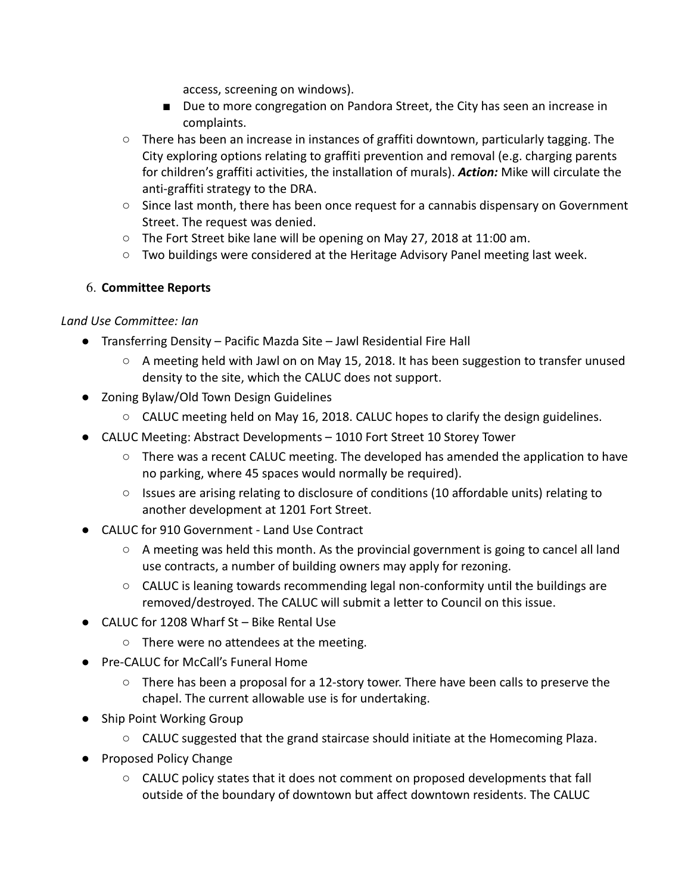access, screening on windows).
    - Due to more congregation on Pandora Street, the City has seen an increase in complaints.
  - There has been an increase in instances of graffiti downtown, particularly tagging. The City exploring options relating to graffiti prevention and removal (e.g. charging parents for children's graffiti activities, the installation of murals). ***Action:*** Mike will circulate the anti-graffiti strategy to the DRA.
  - Since last month, there has been once request for a cannabis dispensary on Government Street. The request was denied.
  - The Fort Street bike lane will be opening on May 27, 2018 at 11:00 am.
  - Two buildings were considered at the Heritage Advisory Panel meeting last week.

6. **Committee Reports**

*Land Use Committee: Ian*

- Transferring Density – Pacific Mazda Site – Jawl Residential Fire Hall
  - A meeting held with Jawl on on May 15, 2018. It has been suggestion to transfer unused density to the site, which the CALUC does not support.
- Zoning Bylaw/Old Town Design Guidelines
  - CALUC meeting held on May 16, 2018. CALUC hopes to clarify the design guidelines.
- CALUC Meeting: Abstract Developments – 1010 Fort Street 10 Storey Tower
  - There was a recent CALUC meeting. The developed has amended the application to have no parking, where 45 spaces would normally be required).
  - Issues are arising relating to disclosure of conditions (10 affordable units) relating to another development at 1201 Fort Street.
- CALUC for 910 Government - Land Use Contract
  - A meeting was held this month. As the provincial government is going to cancel all land use contracts, a number of building owners may apply for rezoning.
  - CALUC is leaning towards recommending legal non-conformity until the buildings are removed/destroyed. The CALUC will submit a letter to Council on this issue.
- CALUC for 1208 Wharf St – Bike Rental Use
  - There were no attendees at the meeting.
- Pre-CALUC for McCall's Funeral Home
  - There has been a proposal for a 12-story tower. There have been calls to preserve the chapel. The current allowable use is for undertaking.
- Ship Point Working Group
  - CALUC suggested that the grand staircase should initiate at the Homecoming Plaza.
- Proposed Policy Change
  - CALUC policy states that it does not comment on proposed developments that fall outside of the boundary of downtown but affect downtown residents. The CALUC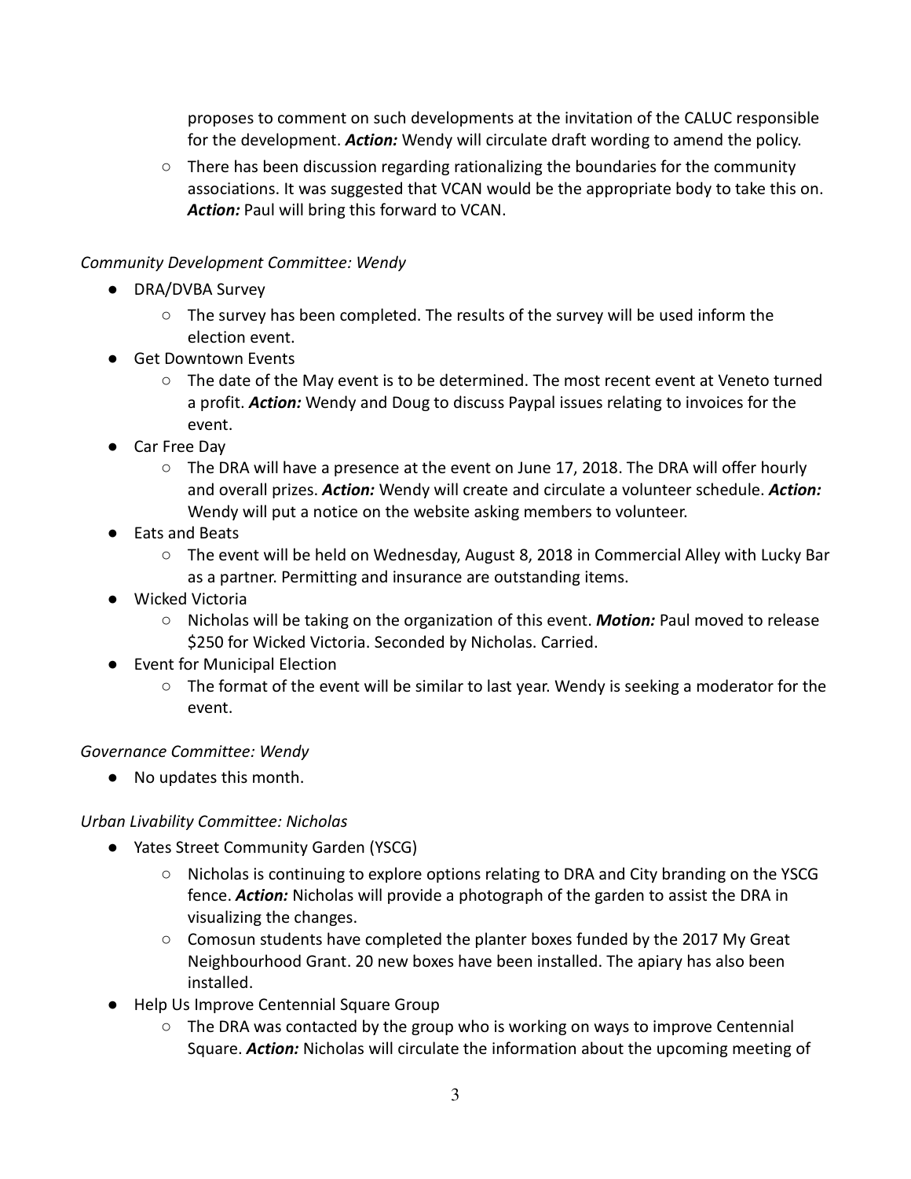proposes to comment on such developments at the invitation of the CALUC responsible for the development. ***Action:*** Wendy will circulate draft wording to amend the policy.

   - There has been discussion regarding rationalizing the boundaries for the community associations. It was suggested that VCAN would be the appropriate body to take this on. ***Action:*** Paul will bring this forward to VCAN.

*Community Development Committee: Wendy*

- DRA/DVBA Survey
  - The survey has been completed. The results of the survey will be used inform the election event.
- Get Downtown Events
  - The date of the May event is to be determined. The most recent event at Veneto turned a profit. ***Action:*** Wendy and Doug to discuss Paypal issues relating to invoices for the event.
- Car Free Day
  - The DRA will have a presence at the event on June 17, 2018. The DRA will offer hourly and overall prizes. ***Action:*** Wendy will create and circulate a volunteer schedule. ***Action:*** Wendy will put a notice on the website asking members to volunteer.
- Eats and Beats
  - The event will be held on Wednesday, August 8, 2018 in Commercial Alley with Lucky Bar as a partner. Permitting and insurance are outstanding items.
- Wicked Victoria
  - Nicholas will be taking on the organization of this event. ***Motion:*** Paul moved to release $250 for Wicked Victoria. Seconded by Nicholas. Carried.
- Event for Municipal Election
  - The format of the event will be similar to last year. Wendy is seeking a moderator for the event.

*Governance Committee: Wendy*

- No updates this month.

*Urban Livability Committee: Nicholas*

- Yates Street Community Garden (YSCG)
  - Nicholas is continuing to explore options relating to DRA and City branding on the YSCG fence. ***Action:*** Nicholas will provide a photograph of the garden to assist the DRA in visualizing the changes.
  - Comosun students have completed the planter boxes funded by the 2017 My Great Neighbourhood Grant. 20 new boxes have been installed. The apiary has also been installed.
- Help Us Improve Centennial Square Group
  - The DRA was contacted by the group who is working on ways to improve Centennial Square. ***Action:*** Nicholas will circulate the information about the upcoming meeting of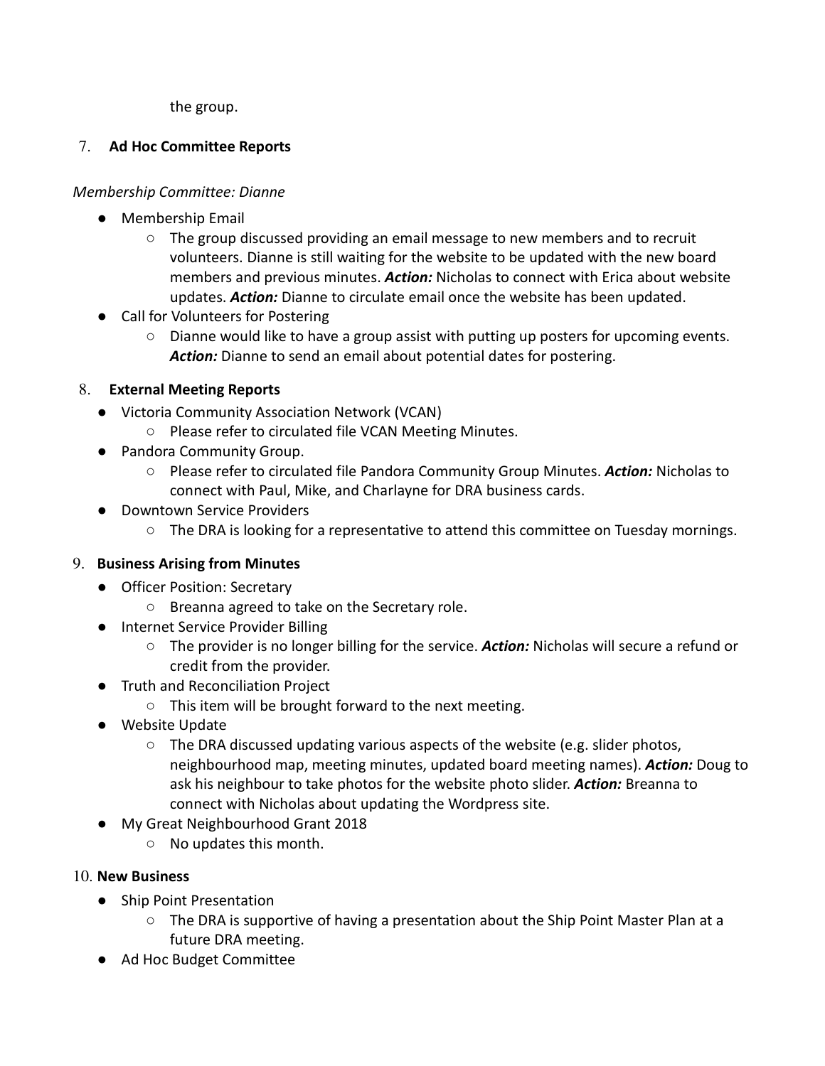the group.

7. **Ad Hoc Committee Reports**

*Membership Committee: Dianne*

- Membership Email
  - The group discussed providing an email message to new members and to recruit volunteers. Dianne is still waiting for the website to be updated with the new board members and previous minutes. ***Action:*** Nicholas to connect with Erica about website updates. ***Action:*** Dianne to circulate email once the website has been updated.
- Call for Volunteers for Postering
  - Dianne would like to have a group assist with putting up posters for upcoming events. ***Action:*** Dianne to send an email about potential dates for postering.

8. **External Meeting Reports**
   - Victoria Community Association Network (VCAN)
     - Please refer to circulated file VCAN Meeting Minutes.
   - Pandora Community Group.
     - Please refer to circulated file Pandora Community Group Minutes. ***Action:*** Nicholas to connect with Paul, Mike, and Charlayne for DRA business cards.
   - Downtown Service Providers
     - The DRA is looking for a representative to attend this committee on Tuesday mornings.

9. **Business Arising from Minutes**
   - Officer Position: Secretary
     - Breanna agreed to take on the Secretary role.
   - Internet Service Provider Billing
     - The provider is no longer billing for the service. ***Action:*** Nicholas will secure a refund or credit from the provider.
   - Truth and Reconciliation Project
     - This item will be brought forward to the next meeting.
   - Website Update
     - The DRA discussed updating various aspects of the website (e.g. slider photos, neighbourhood map, meeting minutes, updated board meeting names). ***Action:*** Doug to ask his neighbour to take photos for the website photo slider. ***Action:*** Breanna to connect with Nicholas about updating the Wordpress site.
   - My Great Neighbourhood Grant 2018
     - No updates this month.

10. **New Business**
    - Ship Point Presentation
      - The DRA is supportive of having a presentation about the Ship Point Master Plan at a future DRA meeting.
    - Ad Hoc Budget Committee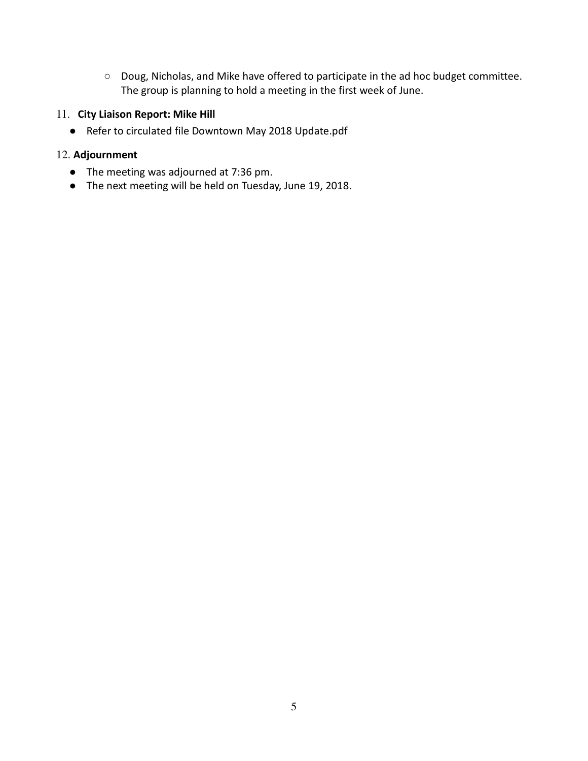- Doug, Nicholas, and Mike have offered to participate in the ad hoc budget committee. The group is planning to hold a meeting in the first week of June.

11. **City Liaison Report: Mike Hill**
   - Refer to circulated file Downtown May 2018 Update.pdf

12. **Adjournment**
   - The meeting was adjourned at 7:36 pm.
   - The next meeting will be held on Tuesday, June 19, 2018.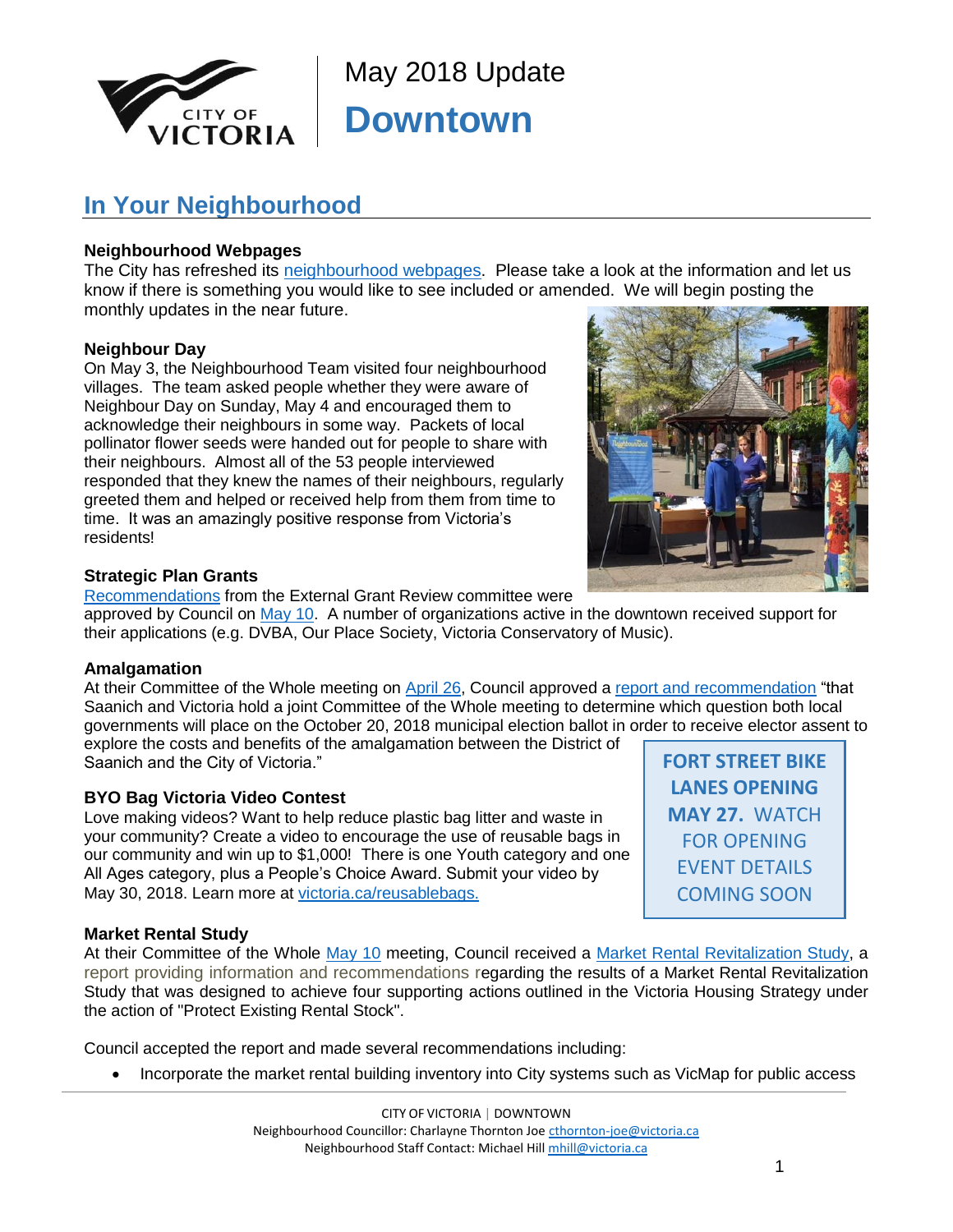May 2018 Update

# Downtown

## In Your Neighbourhood

### Neighbourhood Webpages

The City has refreshed its neighbourhood webpages. Please take a look at the information and let us know if there is something you would like to see included or amended. We will begin posting the monthly updates in the near future.

### Neighbour Day

On May 3, the Neighbourhood Team visited four neighbourhood villages. The team asked people whether they were aware of Neighbour Day on Sunday, May 4 and encouraged them to acknowledge their neighbours in some way. Packets of local pollinator flower seeds were handed out for people to share with their neighbours. Almost all of the 53 people interviewed responded that they knew the names of their neighbours, regularly greeted them and helped or received help from them from time to time. It was an amazingly positive response from Victoria's residents!

### Strategic Plan Grants

Recommendations from the External Grant Review committee were approved by Council on May 10. A number of organizations active in the downtown received support for their applications (e.g. DVBA, Our Place Society, Victoria Conservatory of Music).

### Amalgamation

At their Committee of the Whole meeting on April 26, Council approved a report and recommendation "that Saanich and Victoria hold a joint Committee of the Whole meeting to determine which question both local governments will place on the October 20, 2018 municipal election ballot in order to receive elector assent to explore the costs and benefits of the amalgamation between the District of Saanich and the City of Victoria."

**FORT STREET BIKE LANES OPENING MAY 27.** WATCH FOR OPENING EVENT DETAILS COMING SOON

### BYO Bag Victoria Video Contest

Love making videos? Want to help reduce plastic bag litter and waste in your community? Create a video to encourage the use of reusable bags in our community and win up to $1,000! There is one Youth category and one All Ages category, plus a People's Choice Award. Submit your video by May 30, 2018. Learn more at victoria.ca/reusablebags.

### Market Rental Study

At their Committee of the Whole May 10 meeting, Council received a Market Rental Revitalization Study, a report providing information and recommendations regarding the results of a Market Rental Revitalization Study that was designed to achieve four supporting actions outlined in the Victoria Housing Strategy under the action of "Protect Existing Rental Stock".

Council accepted the report and made several recommendations including:

- Incorporate the market rental building inventory into City systems such as VicMap for public access

CITY OF VICTORIA | DOWNTOWN
Neighbourhood Councillor: Charlayne Thornton Joe cthornton-joe@victoria.ca
Neighbourhood Staff Contact: Michael Hill mhill@victoria.ca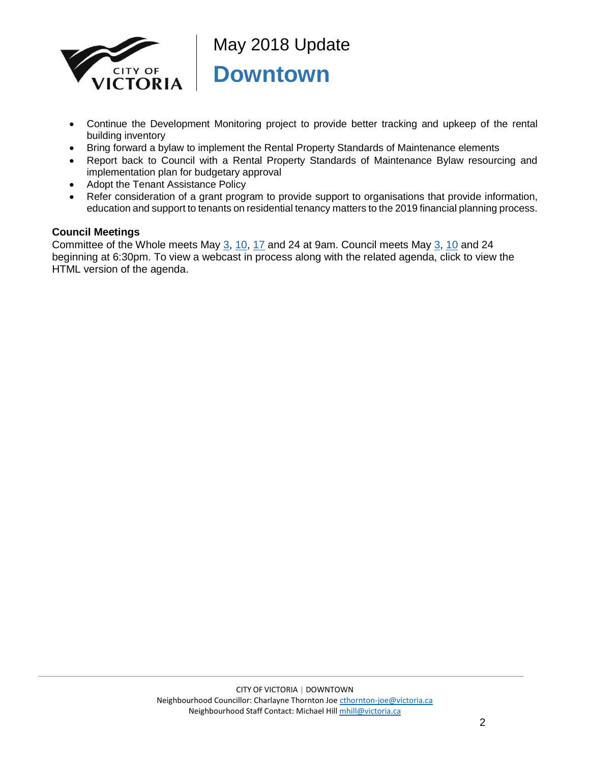- Continue the Development Monitoring project to provide better tracking and upkeep of the rental building inventory
- Bring forward a bylaw to implement the Rental Property Standards of Maintenance elements
- Report back to Council with a Rental Property Standards of Maintenance Bylaw resourcing and implementation plan for budgetary approval
- Adopt the Tenant Assistance Policy
- Refer consideration of a grant program to provide support to organisations that provide information, education and support to tenants on residential tenancy matters to the 2019 financial planning process.

**Council Meetings**

Committee of the Whole meets May 3, 10, 17 and 24 at 9am. Council meets May 3, 10 and 24 beginning at 6:30pm. To view a webcast in process along with the related agenda, click to view the HTML version of the agenda.